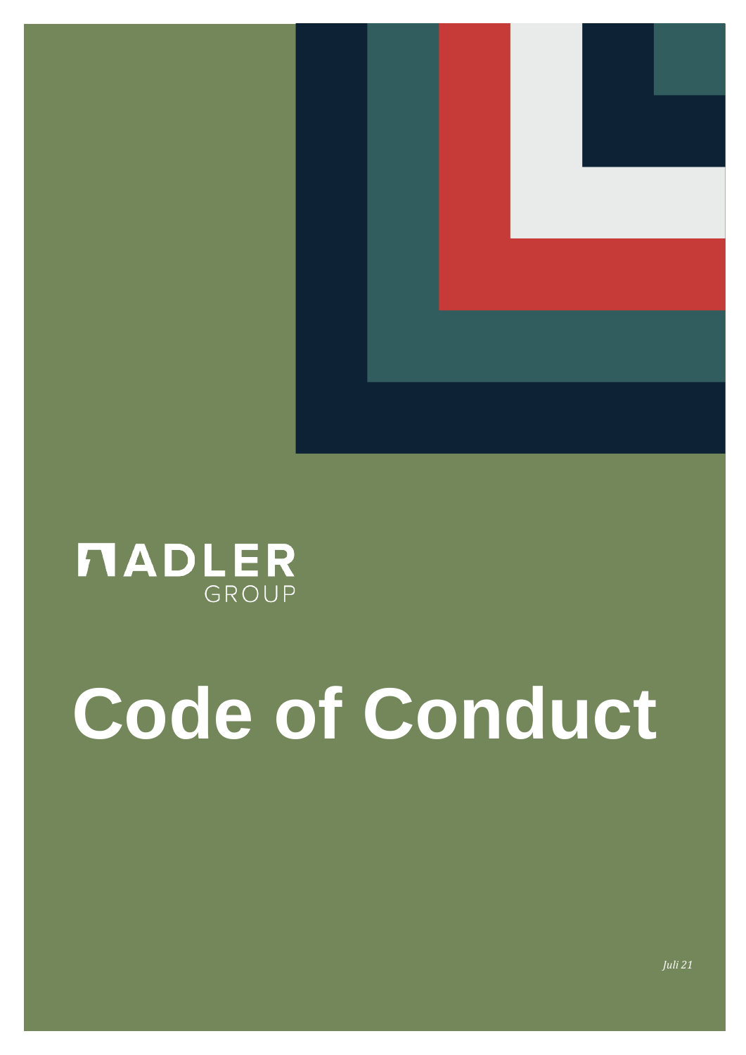ADLER GROUP

# Code of Conduct

*Juli 21*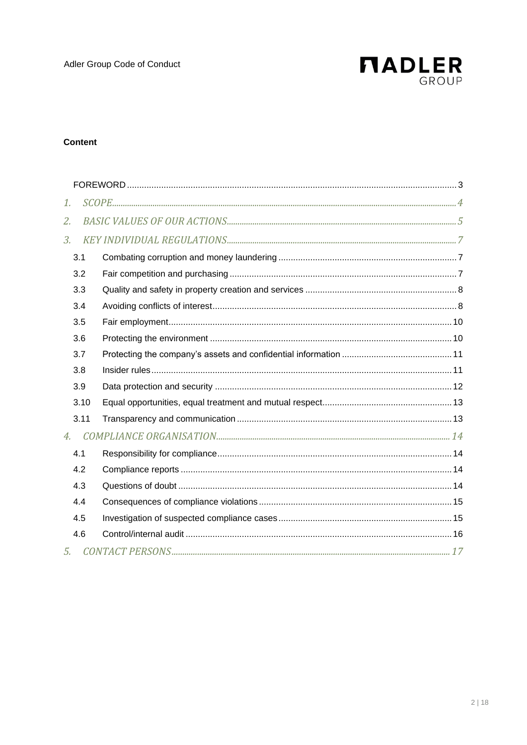**Content**

FOREWORD ........ 3

1. SCOPE ........ 4
2. BASIC VALUES OF OUR ACTIONS ........ 5
3. KEY INDIVIDUAL REGULATIONS ........ 7
   - 3.1 Combating corruption and money laundering ........ 7
   - 3.2 Fair competition and purchasing ........ 7
   - 3.3 Quality and safety in property creation and services ........ 8
   - 3.4 Avoiding conflicts of interest ........ 8
   - 3.5 Fair employment ........ 10
   - 3.6 Protecting the environment ........ 10
   - 3.7 Protecting the company's assets and confidential information ........ 11
   - 3.8 Insider rules ........ 11
   - 3.9 Data protection and security ........ 12
   - 3.10 Equal opportunities, equal treatment and mutual respect ........ 13
   - 3.11 Transparency and communication ........ 13
4. COMPLIANCE ORGANISATION ........ 14
   - 4.1 Responsibility for compliance ........ 14
   - 4.2 Compliance reports ........ 14
   - 4.3 Questions of doubt ........ 14
   - 4.4 Consequences of compliance violations ........ 15
   - 4.5 Investigation of suspected compliance cases ........ 15
   - 4.6 Control/internal audit ........ 16
5. CONTACT PERSONS ........ 17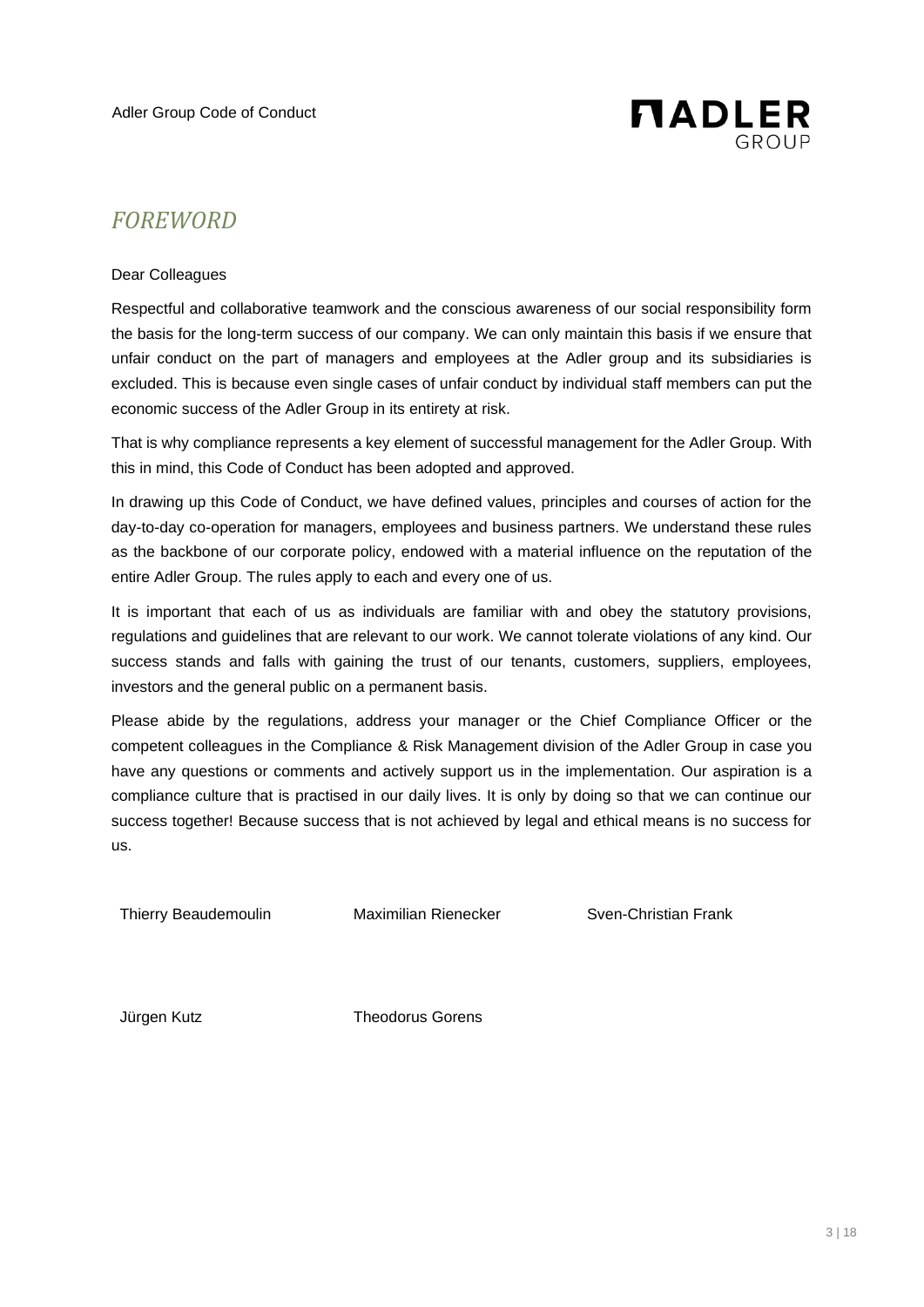# FOREWORD

Dear Colleagues

Respectful and collaborative teamwork and the conscious awareness of our social responsibility form the basis for the long-term success of our company. We can only maintain this basis if we ensure that unfair conduct on the part of managers and employees at the Adler group and its subsidiaries is excluded. This is because even single cases of unfair conduct by individual staff members can put the economic success of the Adler Group in its entirety at risk.

That is why compliance represents a key element of successful management for the Adler Group. With this in mind, this Code of Conduct has been adopted and approved.

In drawing up this Code of Conduct, we have defined values, principles and courses of action for the day-to-day co-operation for managers, employees and business partners. We understand these rules as the backbone of our corporate policy, endowed with a material influence on the reputation of the entire Adler Group. The rules apply to each and every one of us.

It is important that each of us as individuals are familiar with and obey the statutory provisions, regulations and guidelines that are relevant to our work. We cannot tolerate violations of any kind. Our success stands and falls with gaining the trust of our tenants, customers, suppliers, employees, investors and the general public on a permanent basis.

Please abide by the regulations, address your manager or the Chief Compliance Officer or the competent colleagues in the Compliance & Risk Management division of the Adler Group in case you have any questions or comments and actively support us in the implementation. Our aspiration is a compliance culture that is practised in our daily lives. It is only by doing so that we can continue our success together! Because success that is not achieved by legal and ethical means is no success for us.

Thierry Beaudemoulin    Maximilian Rienecker    Sven-Christian Frank

Jürgen Kutz    Theodorus Gorens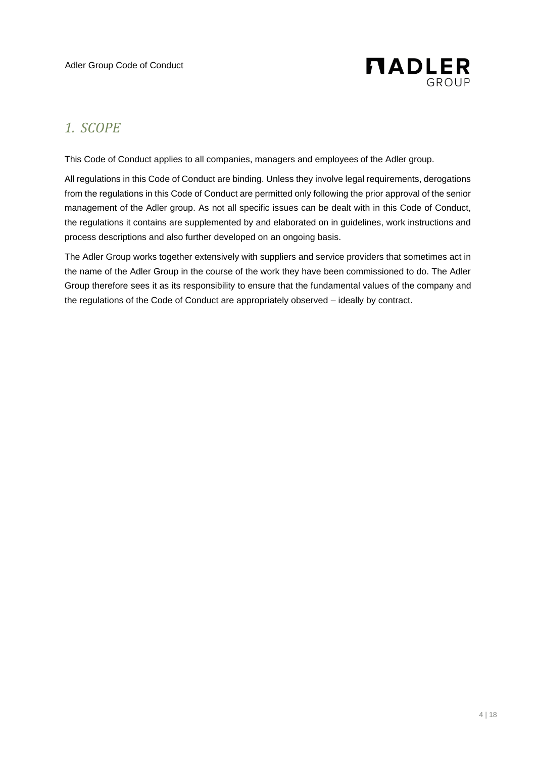# *1. SCOPE*

This Code of Conduct applies to all companies, managers and employees of the Adler group.

All regulations in this Code of Conduct are binding. Unless they involve legal requirements, derogations from the regulations in this Code of Conduct are permitted only following the prior approval of the senior management of the Adler group. As not all specific issues can be dealt with in this Code of Conduct, the regulations it contains are supplemented by and elaborated on in guidelines, work instructions and process descriptions and also further developed on an ongoing basis.

The Adler Group works together extensively with suppliers and service providers that sometimes act in the name of the Adler Group in the course of the work they have been commissioned to do. The Adler Group therefore sees it as its responsibility to ensure that the fundamental values of the company and the regulations of the Code of Conduct are appropriately observed – ideally by contract.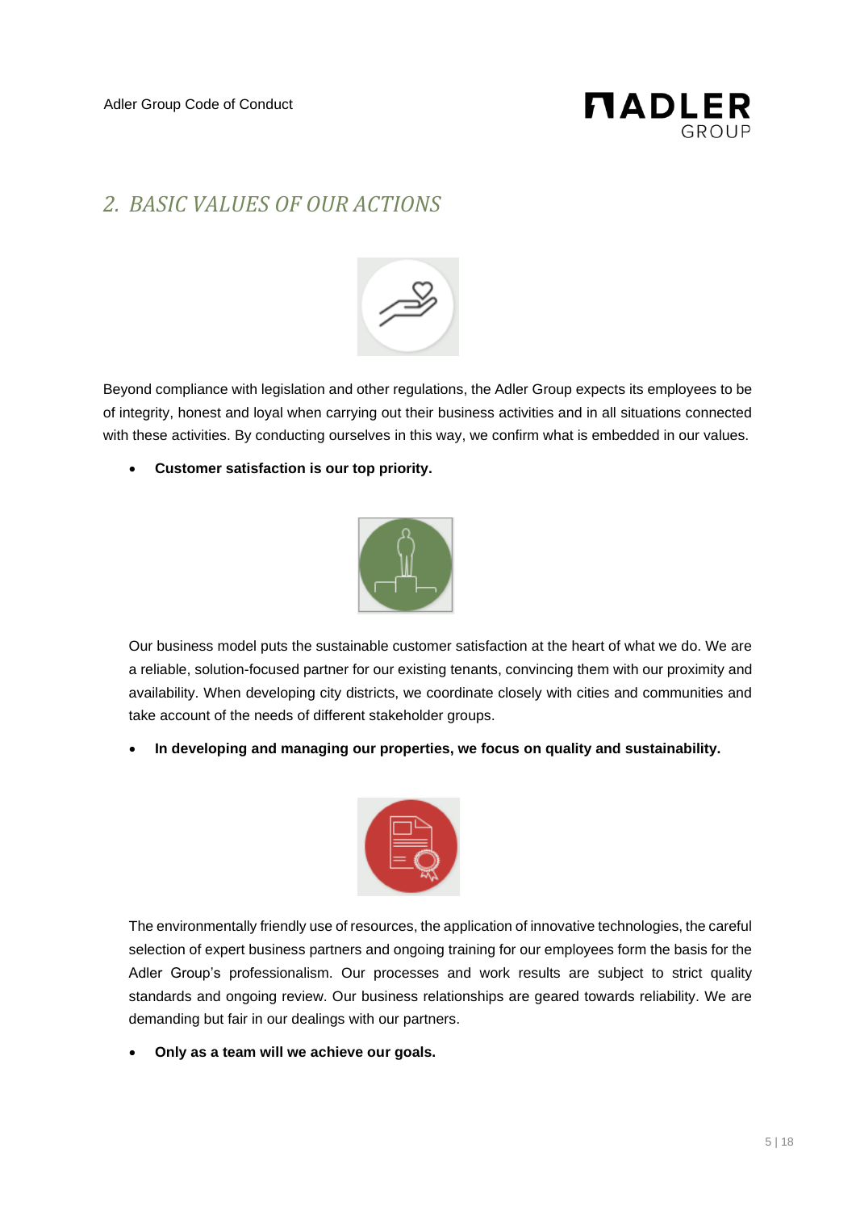## 2. BASIC VALUES OF OUR ACTIONS

Beyond compliance with legislation and other regulations, the Adler Group expects its employees to be of integrity, honest and loyal when carrying out their business activities and in all situations connected with these activities. By conducting ourselves in this way, we confirm what is embedded in our values.

- **Customer satisfaction is our top priority.**

  Our business model puts the sustainable customer satisfaction at the heart of what we do. We are a reliable, solution-focused partner for our existing tenants, convincing them with our proximity and availability. When developing city districts, we coordinate closely with cities and communities and take account of the needs of different stakeholder groups.

- **In developing and managing our properties, we focus on quality and sustainability.**

  The environmentally friendly use of resources, the application of innovative technologies, the careful selection of expert business partners and ongoing training for our employees form the basis for the Adler Group's professionalism. Our processes and work results are subject to strict quality standards and ongoing review. Our business relationships are geared towards reliability. We are demanding but fair in our dealings with our partners.

- **Only as a team will we achieve our goals.**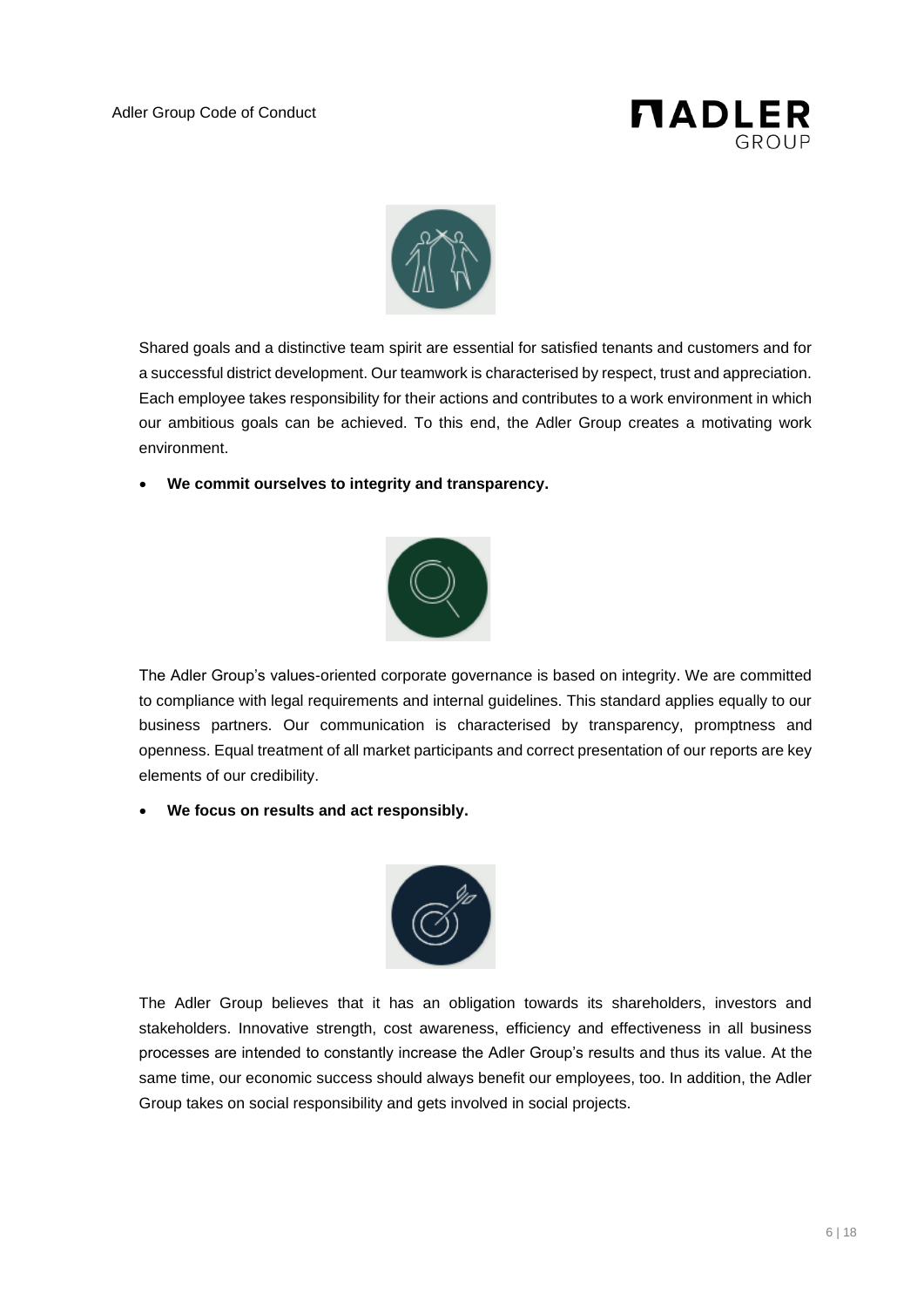Shared goals and a distinctive team spirit are essential for satisfied tenants and customers and for a successful district development. Our teamwork is characterised by respect, trust and appreciation. Each employee takes responsibility for their actions and contributes to a work environment in which our ambitious goals can be achieved. To this end, the Adler Group creates a motivating work environment.

- **We commit ourselves to integrity and transparency.**

The Adler Group's values-oriented corporate governance is based on integrity. We are committed to compliance with legal requirements and internal guidelines. This standard applies equally to our business partners. Our communication is characterised by transparency, promptness and openness. Equal treatment of all market participants and correct presentation of our reports are key elements of our credibility.

- **We focus on results and act responsibly.**

The Adler Group believes that it has an obligation towards its shareholders, investors and stakeholders. Innovative strength, cost awareness, efficiency and effectiveness in all business processes are intended to constantly increase the Adler Group's results and thus its value. At the same time, our economic success should always benefit our employees, too. In addition, the Adler Group takes on social responsibility and gets involved in social projects.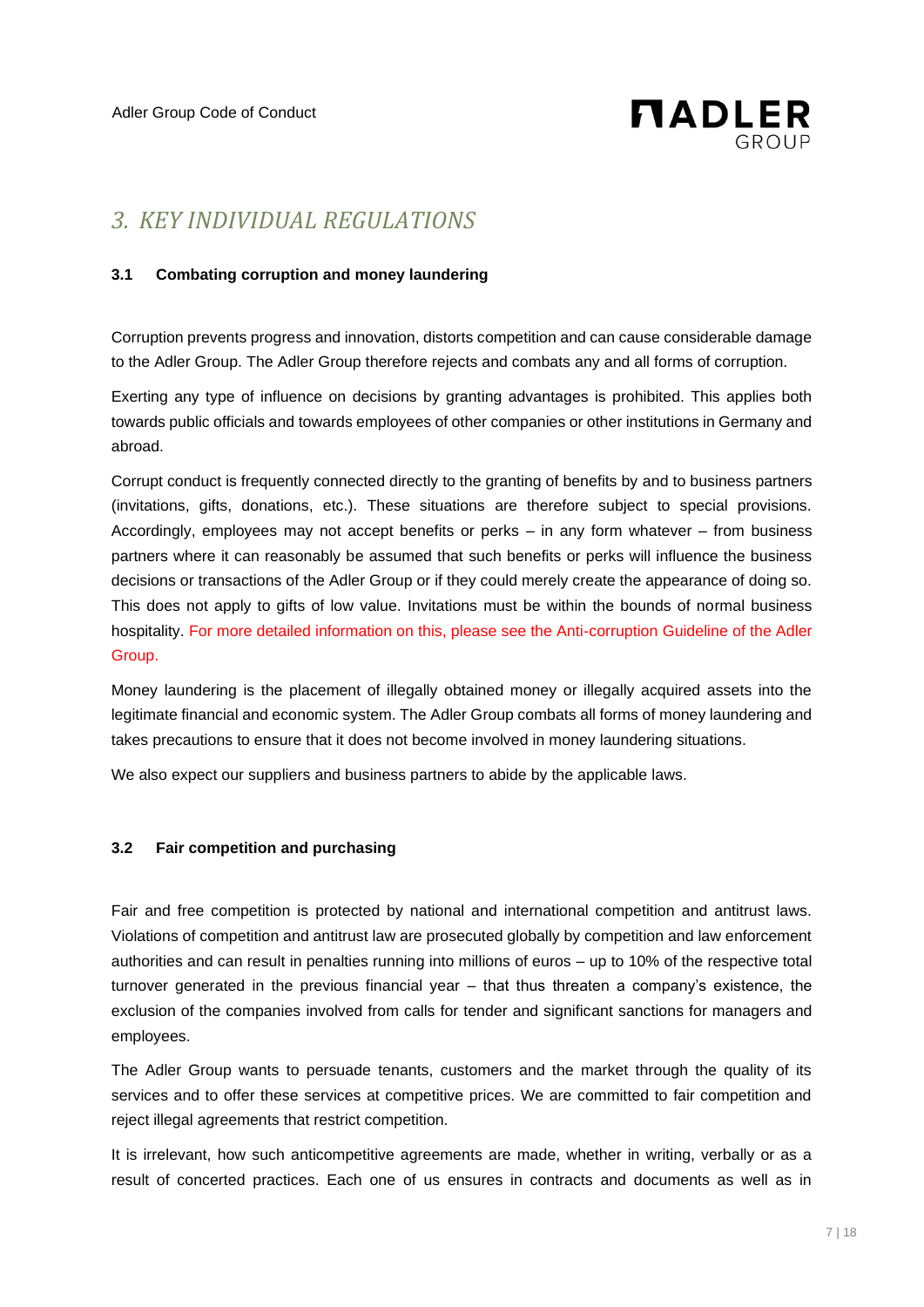## 3. KEY INDIVIDUAL REGULATIONS

### 3.1 Combating corruption and money laundering

Corruption prevents progress and innovation, distorts competition and can cause considerable damage to the Adler Group. The Adler Group therefore rejects and combats any and all forms of corruption.

Exerting any type of influence on decisions by granting advantages is prohibited. This applies both towards public officials and towards employees of other companies or other institutions in Germany and abroad.

Corrupt conduct is frequently connected directly to the granting of benefits by and to business partners (invitations, gifts, donations, etc.). These situations are therefore subject to special provisions. Accordingly, employees may not accept benefits or perks – in any form whatever – from business partners where it can reasonably be assumed that such benefits or perks will influence the business decisions or transactions of the Adler Group or if they could merely create the appearance of doing so. This does not apply to gifts of low value. Invitations must be within the bounds of normal business hospitality. For more detailed information on this, please see the Anti-corruption Guideline of the Adler Group.

Money laundering is the placement of illegally obtained money or illegally acquired assets into the legitimate financial and economic system. The Adler Group combats all forms of money laundering and takes precautions to ensure that it does not become involved in money laundering situations.

We also expect our suppliers and business partners to abide by the applicable laws.

### 3.2 Fair competition and purchasing

Fair and free competition is protected by national and international competition and antitrust laws. Violations of competition and antitrust law are prosecuted globally by competition and law enforcement authorities and can result in penalties running into millions of euros – up to 10% of the respective total turnover generated in the previous financial year – that thus threaten a company's existence, the exclusion of the companies involved from calls for tender and significant sanctions for managers and employees.

The Adler Group wants to persuade tenants, customers and the market through the quality of its services and to offer these services at competitive prices. We are committed to fair competition and reject illegal agreements that restrict competition.

It is irrelevant, how such anticompetitive agreements are made, whether in writing, verbally or as a result of concerted practices. Each one of us ensures in contracts and documents as well as in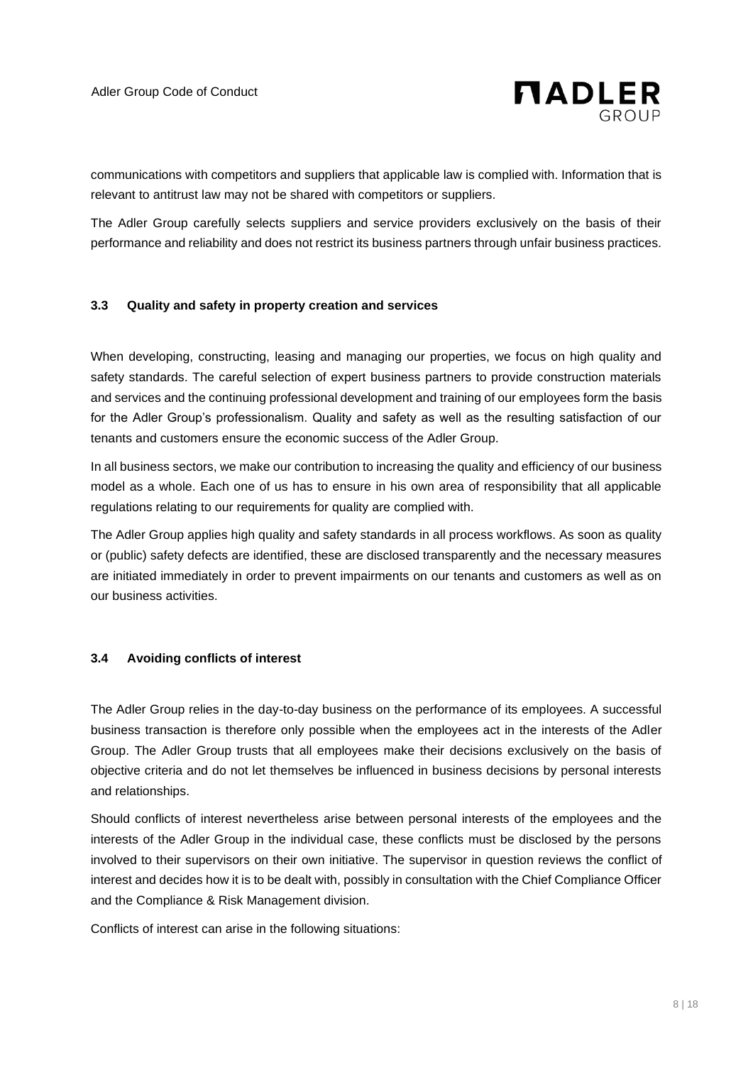communications with competitors and suppliers that applicable law is complied with. Information that is relevant to antitrust law may not be shared with competitors or suppliers.

The Adler Group carefully selects suppliers and service providers exclusively on the basis of their performance and reliability and does not restrict its business partners through unfair business practices.

### 3.3 Quality and safety in property creation and services

When developing, constructing, leasing and managing our properties, we focus on high quality and safety standards. The careful selection of expert business partners to provide construction materials and services and the continuing professional development and training of our employees form the basis for the Adler Group's professionalism. Quality and safety as well as the resulting satisfaction of our tenants and customers ensure the economic success of the Adler Group.

In all business sectors, we make our contribution to increasing the quality and efficiency of our business model as a whole. Each one of us has to ensure in his own area of responsibility that all applicable regulations relating to our requirements for quality are complied with.

The Adler Group applies high quality and safety standards in all process workflows. As soon as quality or (public) safety defects are identified, these are disclosed transparently and the necessary measures are initiated immediately in order to prevent impairments on our tenants and customers as well as on our business activities.

### 3.4 Avoiding conflicts of interest

The Adler Group relies in the day-to-day business on the performance of its employees. A successful business transaction is therefore only possible when the employees act in the interests of the Adler Group. The Adler Group trusts that all employees make their decisions exclusively on the basis of objective criteria and do not let themselves be influenced in business decisions by personal interests and relationships.

Should conflicts of interest nevertheless arise between personal interests of the employees and the interests of the Adler Group in the individual case, these conflicts must be disclosed by the persons involved to their supervisors on their own initiative. The supervisor in question reviews the conflict of interest and decides how it is to be dealt with, possibly in consultation with the Chief Compliance Officer and the Compliance & Risk Management division.

Conflicts of interest can arise in the following situations: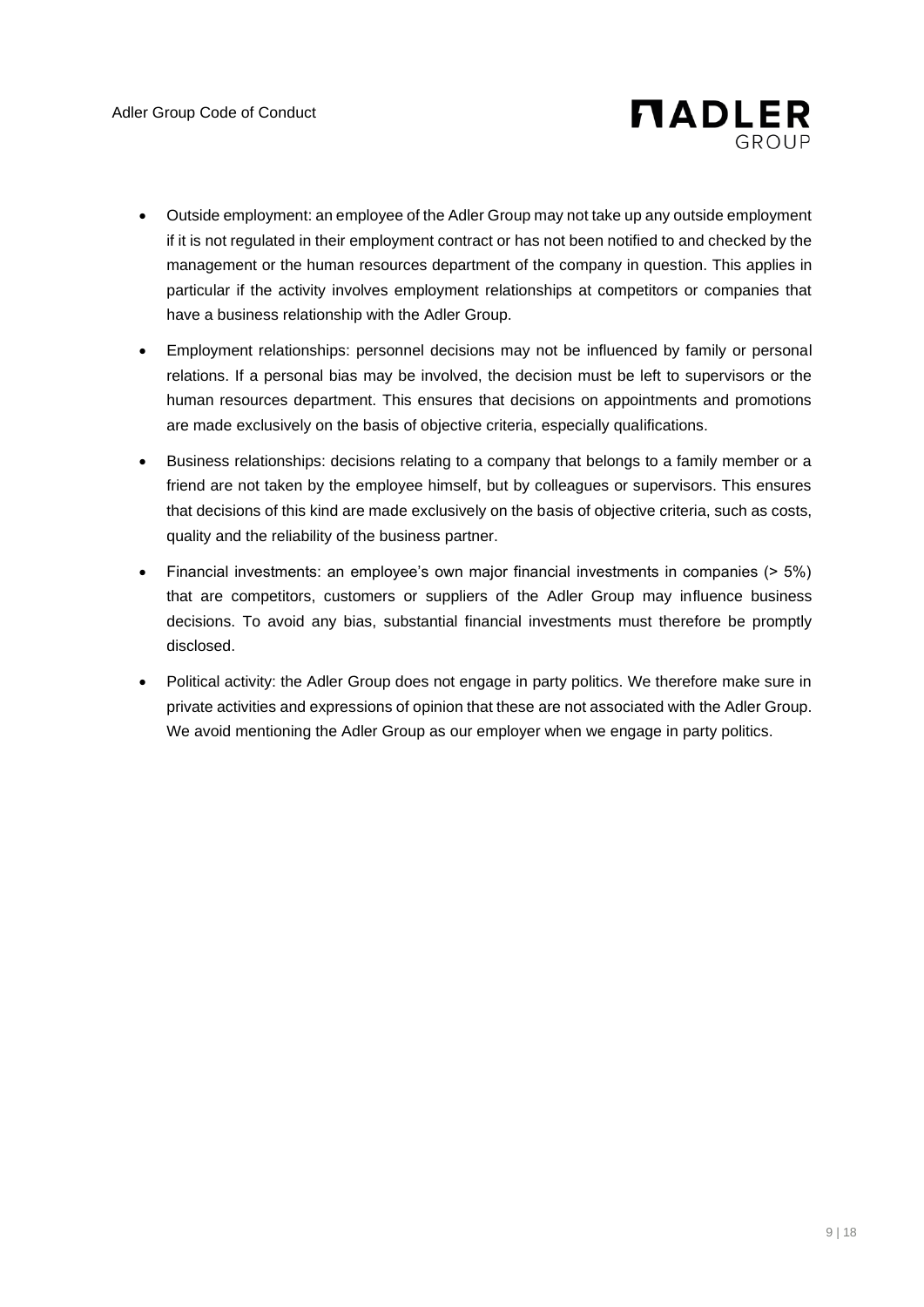- Outside employment: an employee of the Adler Group may not take up any outside employment if it is not regulated in their employment contract or has not been notified to and checked by the management or the human resources department of the company in question. This applies in particular if the activity involves employment relationships at competitors or companies that have a business relationship with the Adler Group.
- Employment relationships: personnel decisions may not be influenced by family or personal relations. If a personal bias may be involved, the decision must be left to supervisors or the human resources department. This ensures that decisions on appointments and promotions are made exclusively on the basis of objective criteria, especially qualifications.
- Business relationships: decisions relating to a company that belongs to a family member or a friend are not taken by the employee himself, but by colleagues or supervisors. This ensures that decisions of this kind are made exclusively on the basis of objective criteria, such as costs, quality and the reliability of the business partner.
- Financial investments: an employee's own major financial investments in companies (> 5%) that are competitors, customers or suppliers of the Adler Group may influence business decisions. To avoid any bias, substantial financial investments must therefore be promptly disclosed.
- Political activity: the Adler Group does not engage in party politics. We therefore make sure in private activities and expressions of opinion that these are not associated with the Adler Group. We avoid mentioning the Adler Group as our employer when we engage in party politics.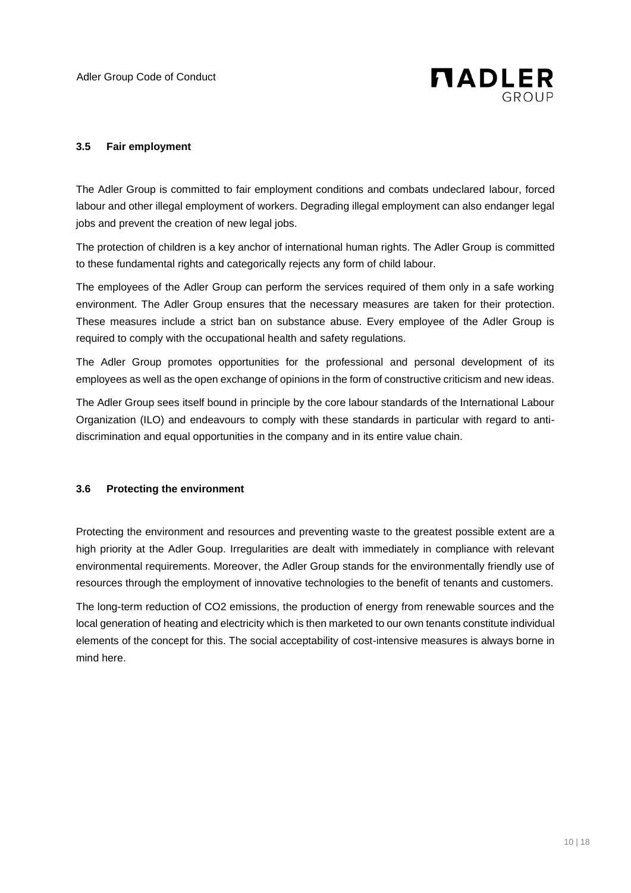### 3.5 Fair employment

The Adler Group is committed to fair employment conditions and combats undeclared labour, forced labour and other illegal employment of workers. Degrading illegal employment can also endanger legal jobs and prevent the creation of new legal jobs.

The protection of children is a key anchor of international human rights. The Adler Group is committed to these fundamental rights and categorically rejects any form of child labour.

The employees of the Adler Group can perform the services required of them only in a safe working environment. The Adler Group ensures that the necessary measures are taken for their protection. These measures include a strict ban on substance abuse. Every employee of the Adler Group is required to comply with the occupational health and safety regulations.

The Adler Group promotes opportunities for the professional and personal development of its employees as well as the open exchange of opinions in the form of constructive criticism and new ideas.

The Adler Group sees itself bound in principle by the core labour standards of the International Labour Organization (ILO) and endeavours to comply with these standards in particular with regard to anti-discrimination and equal opportunities in the company and in its entire value chain.

### 3.6 Protecting the environment

Protecting the environment and resources and preventing waste to the greatest possible extent are a high priority at the Adler Goup. Irregularities are dealt with immediately in compliance with relevant environmental requirements. Moreover, the Adler Group stands for the environmentally friendly use of resources through the employment of innovative technologies to the benefit of tenants and customers.

The long-term reduction of $CO_2$ emissions, the production of energy from renewable sources and the local generation of heating and electricity which is then marketed to our own tenants constitute individual elements of the concept for this. The social acceptability of cost-intensive measures is always borne in mind here.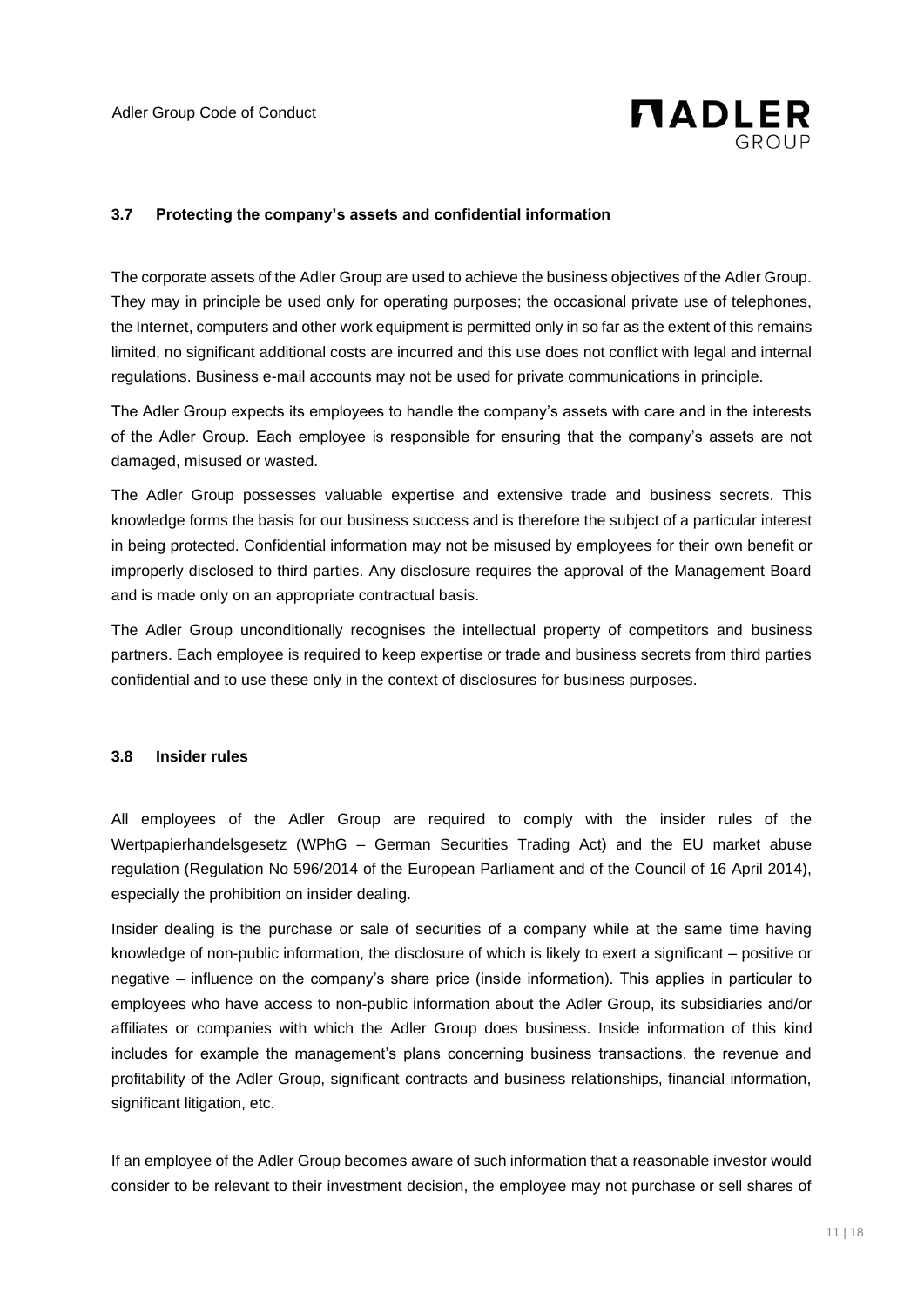### 3.7 Protecting the company's assets and confidential information

The corporate assets of the Adler Group are used to achieve the business objectives of the Adler Group. They may in principle be used only for operating purposes; the occasional private use of telephones, the Internet, computers and other work equipment is permitted only in so far as the extent of this remains limited, no significant additional costs are incurred and this use does not conflict with legal and internal regulations. Business e-mail accounts may not be used for private communications in principle.

The Adler Group expects its employees to handle the company's assets with care and in the interests of the Adler Group. Each employee is responsible for ensuring that the company's assets are not damaged, misused or wasted.

The Adler Group possesses valuable expertise and extensive trade and business secrets. This knowledge forms the basis for our business success and is therefore the subject of a particular interest in being protected. Confidential information may not be misused by employees for their own benefit or improperly disclosed to third parties. Any disclosure requires the approval of the Management Board and is made only on an appropriate contractual basis.

The Adler Group unconditionally recognises the intellectual property of competitors and business partners. Each employee is required to keep expertise or trade and business secrets from third parties confidential and to use these only in the context of disclosures for business purposes.

### 3.8 Insider rules

All employees of the Adler Group are required to comply with the insider rules of the Wertpapierhandelsgesetz (WPhG – German Securities Trading Act) and the EU market abuse regulation (Regulation No 596/2014 of the European Parliament and of the Council of 16 April 2014), especially the prohibition on insider dealing.

Insider dealing is the purchase or sale of securities of a company while at the same time having knowledge of non-public information, the disclosure of which is likely to exert a significant – positive or negative – influence on the company's share price (inside information). This applies in particular to employees who have access to non-public information about the Adler Group, its subsidiaries and/or affiliates or companies with which the Adler Group does business. Inside information of this kind includes for example the management's plans concerning business transactions, the revenue and profitability of the Adler Group, significant contracts and business relationships, financial information, significant litigation, etc.

If an employee of the Adler Group becomes aware of such information that a reasonable investor would consider to be relevant to their investment decision, the employee may not purchase or sell shares of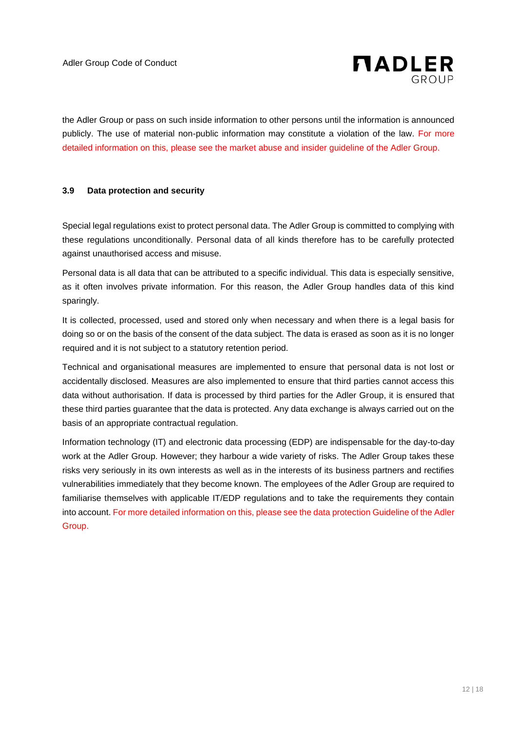the Adler Group or pass on such inside information to other persons until the information is announced publicly. The use of material non-public information may constitute a violation of the law. For more detailed information on this, please see the market abuse and insider guideline of the Adler Group.

### 3.9 Data protection and security

Special legal regulations exist to protect personal data. The Adler Group is committed to complying with these regulations unconditionally. Personal data of all kinds therefore has to be carefully protected against unauthorised access and misuse.

Personal data is all data that can be attributed to a specific individual. This data is especially sensitive, as it often involves private information. For this reason, the Adler Group handles data of this kind sparingly.

It is collected, processed, used and stored only when necessary and when there is a legal basis for doing so or on the basis of the consent of the data subject. The data is erased as soon as it is no longer required and it is not subject to a statutory retention period.

Technical and organisational measures are implemented to ensure that personal data is not lost or accidentally disclosed. Measures are also implemented to ensure that third parties cannot access this data without authorisation. If data is processed by third parties for the Adler Group, it is ensured that these third parties guarantee that the data is protected. Any data exchange is always carried out on the basis of an appropriate contractual regulation.

Information technology (IT) and electronic data processing (EDP) are indispensable for the day-to-day work at the Adler Group. However; they harbour a wide variety of risks. The Adler Group takes these risks very seriously in its own interests as well as in the interests of its business partners and rectifies vulnerabilities immediately that they become known. The employees of the Adler Group are required to familiarise themselves with applicable IT/EDP regulations and to take the requirements they contain into account. For more detailed information on this, please see the data protection Guideline of the Adler Group.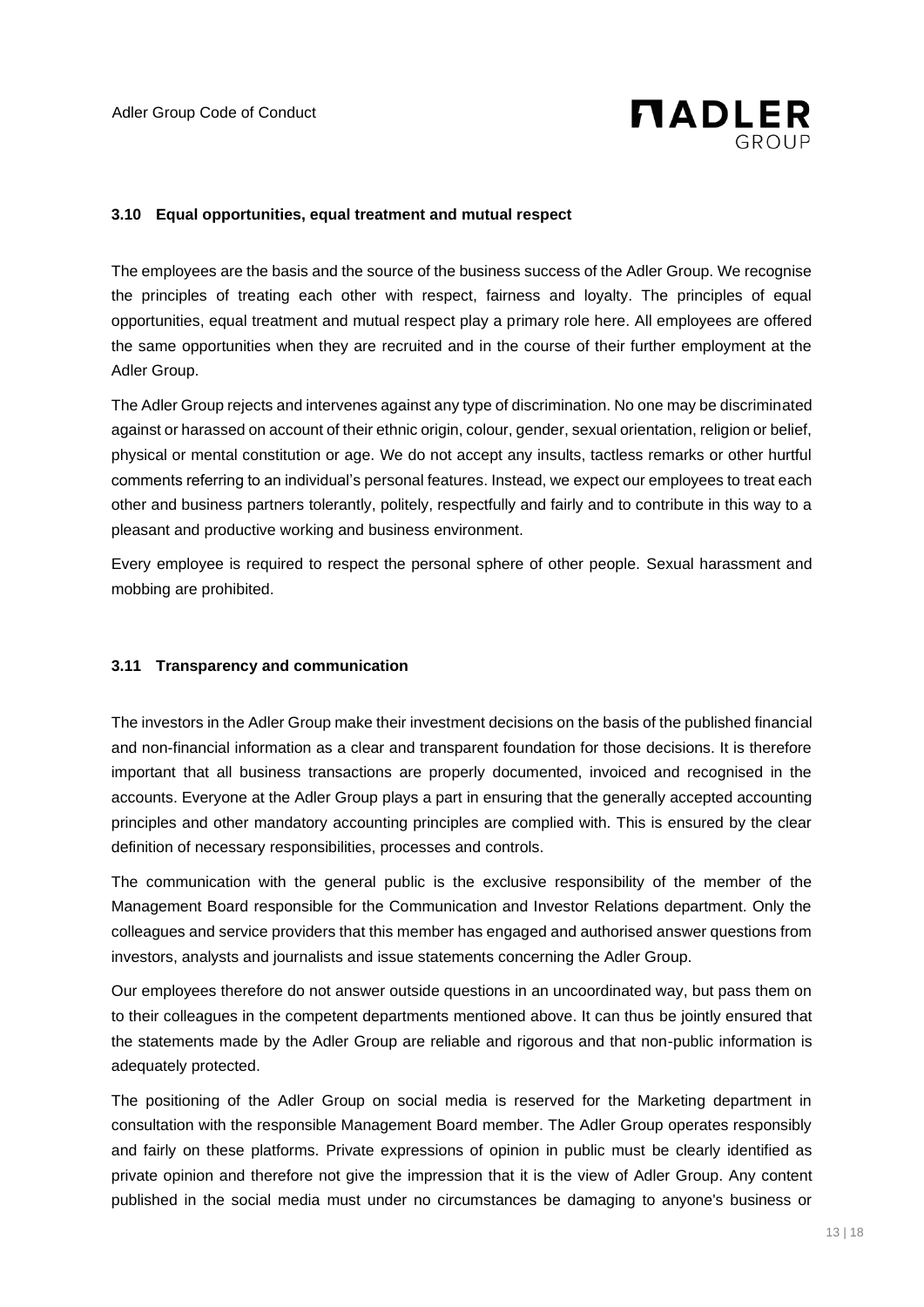### 3.10 Equal opportunities, equal treatment and mutual respect

The employees are the basis and the source of the business success of the Adler Group. We recognise the principles of treating each other with respect, fairness and loyalty. The principles of equal opportunities, equal treatment and mutual respect play a primary role here. All employees are offered the same opportunities when they are recruited and in the course of their further employment at the Adler Group.

The Adler Group rejects and intervenes against any type of discrimination. No one may be discriminated against or harassed on account of their ethnic origin, colour, gender, sexual orientation, religion or belief, physical or mental constitution or age. We do not accept any insults, tactless remarks or other hurtful comments referring to an individual's personal features. Instead, we expect our employees to treat each other and business partners tolerantly, politely, respectfully and fairly and to contribute in this way to a pleasant and productive working and business environment.

Every employee is required to respect the personal sphere of other people. Sexual harassment and mobbing are prohibited.

### 3.11 Transparency and communication

The investors in the Adler Group make their investment decisions on the basis of the published financial and non-financial information as a clear and transparent foundation for those decisions. It is therefore important that all business transactions are properly documented, invoiced and recognised in the accounts. Everyone at the Adler Group plays a part in ensuring that the generally accepted accounting principles and other mandatory accounting principles are complied with. This is ensured by the clear definition of necessary responsibilities, processes and controls.

The communication with the general public is the exclusive responsibility of the member of the Management Board responsible for the Communication and Investor Relations department. Only the colleagues and service providers that this member has engaged and authorised answer questions from investors, analysts and journalists and issue statements concerning the Adler Group.

Our employees therefore do not answer outside questions in an uncoordinated way, but pass them on to their colleagues in the competent departments mentioned above. It can thus be jointly ensured that the statements made by the Adler Group are reliable and rigorous and that non-public information is adequately protected.

The positioning of the Adler Group on social media is reserved for the Marketing department in consultation with the responsible Management Board member. The Adler Group operates responsibly and fairly on these platforms. Private expressions of opinion in public must be clearly identified as private opinion and therefore not give the impression that it is the view of Adler Group. Any content published in the social media must under no circumstances be damaging to anyone's business or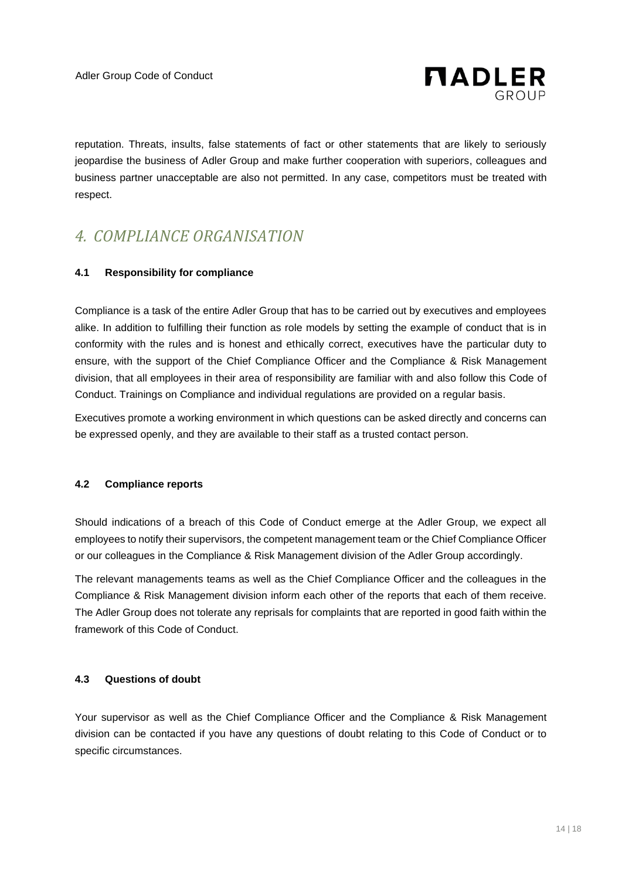reputation. Threats, insults, false statements of fact or other statements that are likely to seriously jeopardise the business of Adler Group and make further cooperation with superiors, colleagues and business partner unacceptable are also not permitted. In any case, competitors must be treated with respect.

## *4. COMPLIANCE ORGANISATION*

### 4.1 Responsibility for compliance

Compliance is a task of the entire Adler Group that has to be carried out by executives and employees alike. In addition to fulfilling their function as role models by setting the example of conduct that is in conformity with the rules and is honest and ethically correct, executives have the particular duty to ensure, with the support of the Chief Compliance Officer and the Compliance & Risk Management division, that all employees in their area of responsibility are familiar with and also follow this Code of Conduct. Trainings on Compliance and individual regulations are provided on a regular basis.

Executives promote a working environment in which questions can be asked directly and concerns can be expressed openly, and they are available to their staff as a trusted contact person.

### 4.2 Compliance reports

Should indications of a breach of this Code of Conduct emerge at the Adler Group, we expect all employees to notify their supervisors, the competent management team or the Chief Compliance Officer or our colleagues in the Compliance & Risk Management division of the Adler Group accordingly.

The relevant managements teams as well as the Chief Compliance Officer and the colleagues in the Compliance & Risk Management division inform each other of the reports that each of them receive. The Adler Group does not tolerate any reprisals for complaints that are reported in good faith within the framework of this Code of Conduct.

### 4.3 Questions of doubt

Your supervisor as well as the Chief Compliance Officer and the Compliance & Risk Management division can be contacted if you have any questions of doubt relating to this Code of Conduct or to specific circumstances.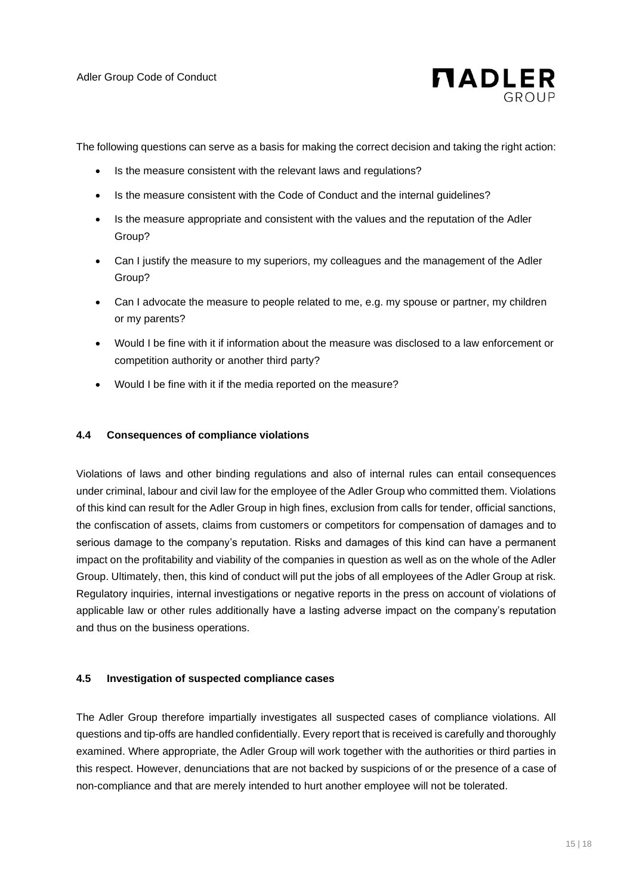The following questions can serve as a basis for making the correct decision and taking the right action:

- Is the measure consistent with the relevant laws and regulations?
- Is the measure consistent with the Code of Conduct and the internal guidelines?
- Is the measure appropriate and consistent with the values and the reputation of the Adler Group?
- Can I justify the measure to my superiors, my colleagues and the management of the Adler Group?
- Can I advocate the measure to people related to me, e.g. my spouse or partner, my children or my parents?
- Would I be fine with it if information about the measure was disclosed to a law enforcement or competition authority or another third party?
- Would I be fine with it if the media reported on the measure?

### 4.4 Consequences of compliance violations

Violations of laws and other binding regulations and also of internal rules can entail consequences under criminal, labour and civil law for the employee of the Adler Group who committed them. Violations of this kind can result for the Adler Group in high fines, exclusion from calls for tender, official sanctions, the confiscation of assets, claims from customers or competitors for compensation of damages and to serious damage to the company's reputation. Risks and damages of this kind can have a permanent impact on the profitability and viability of the companies in question as well as on the whole of the Adler Group. Ultimately, then, this kind of conduct will put the jobs of all employees of the Adler Group at risk. Regulatory inquiries, internal investigations or negative reports in the press on account of violations of applicable law or other rules additionally have a lasting adverse impact on the company's reputation and thus on the business operations.

### 4.5 Investigation of suspected compliance cases

The Adler Group therefore impartially investigates all suspected cases of compliance violations. All questions and tip-offs are handled confidentially. Every report that is received is carefully and thoroughly examined. Where appropriate, the Adler Group will work together with the authorities or third parties in this respect. However, denunciations that are not backed by suspicions of or the presence of a case of non-compliance and that are merely intended to hurt another employee will not be tolerated.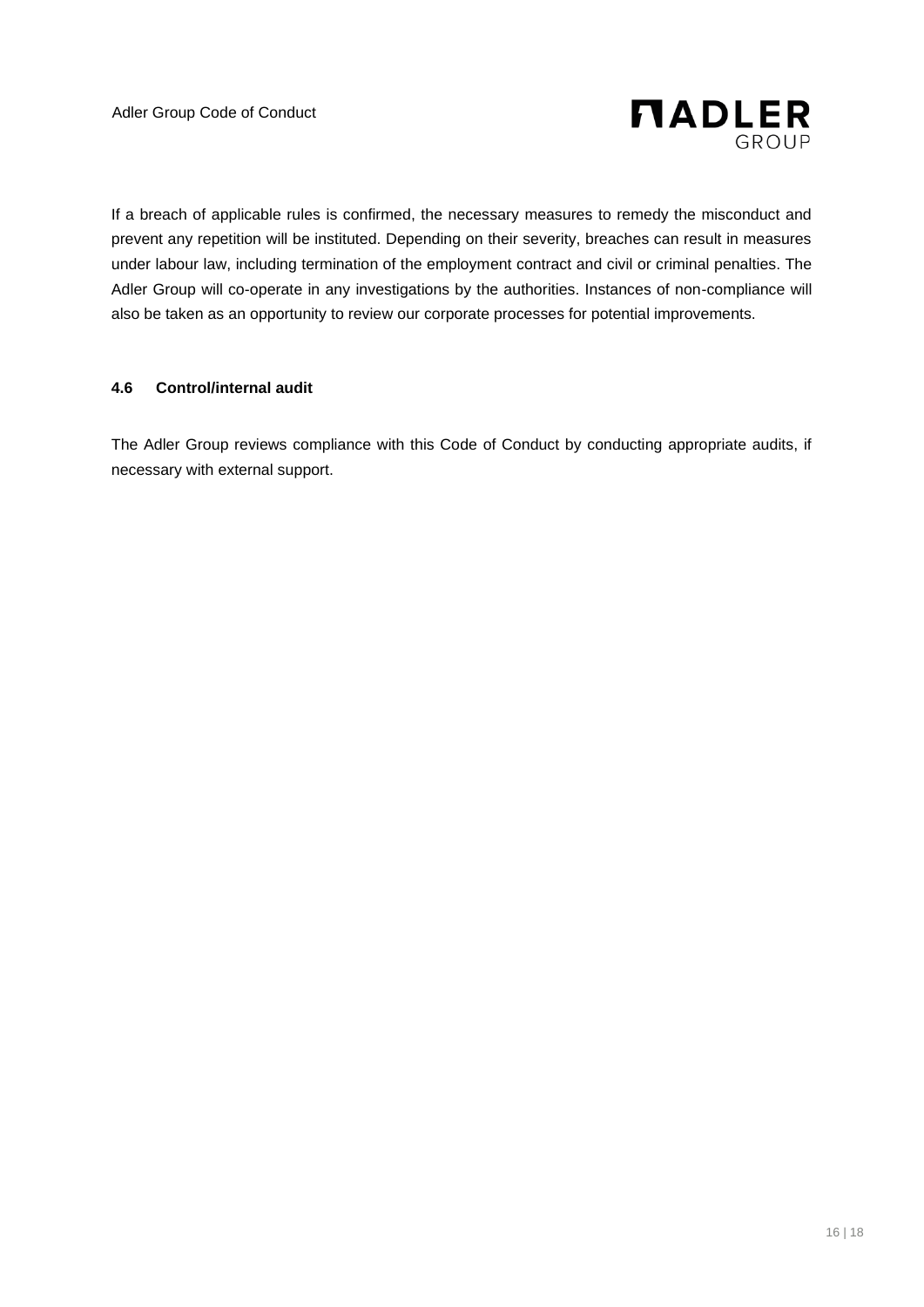If a breach of applicable rules is confirmed, the necessary measures to remedy the misconduct and prevent any repetition will be instituted. Depending on their severity, breaches can result in measures under labour law, including termination of the employment contract and civil or criminal penalties. The Adler Group will co-operate in any investigations by the authorities. Instances of non-compliance will also be taken as an opportunity to review our corporate processes for potential improvements.

### 4.6 Control/internal audit

The Adler Group reviews compliance with this Code of Conduct by conducting appropriate audits, if necessary with external support.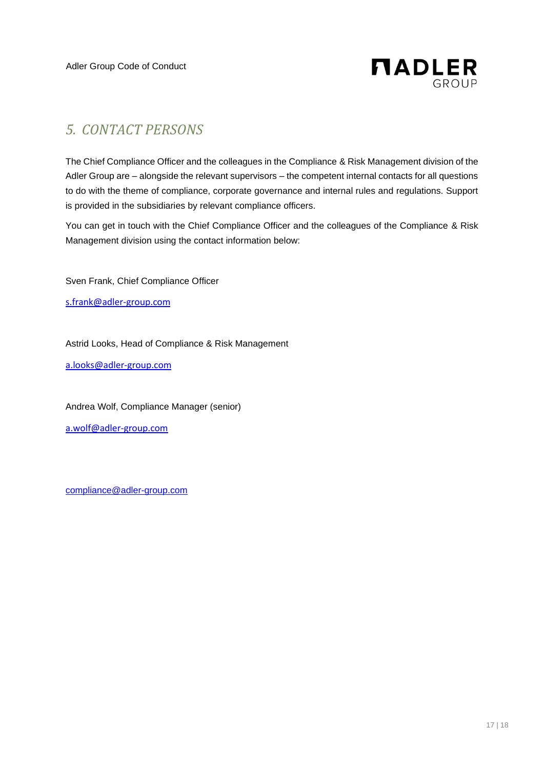## *5. CONTACT PERSONS*

The Chief Compliance Officer and the colleagues in the Compliance & Risk Management division of the Adler Group are – alongside the relevant supervisors – the competent internal contacts for all questions to do with the theme of compliance, corporate governance and internal rules and regulations. Support is provided in the subsidiaries by relevant compliance officers.

You can get in touch with the Chief Compliance Officer and the colleagues of the Compliance & Risk Management division using the contact information below:

Sven Frank, Chief Compliance Officer

s.frank@adler-group.com

Astrid Looks, Head of Compliance & Risk Management

a.looks@adler-group.com

Andrea Wolf, Compliance Manager (senior)

a.wolf@adler-group.com

compliance@adler-group.com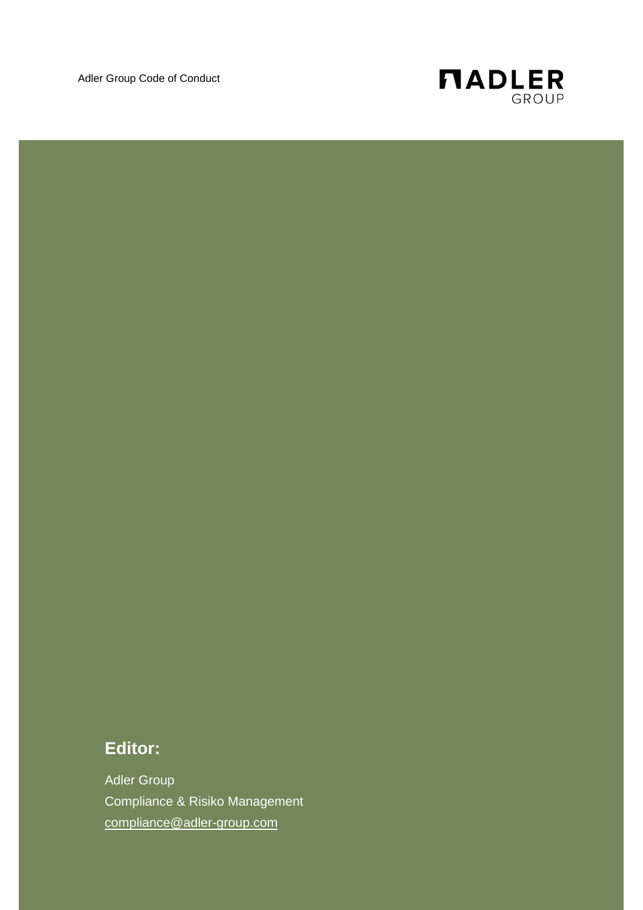**Editor:**

Adler Group
Compliance & Risiko Management
compliance@adler-group.com